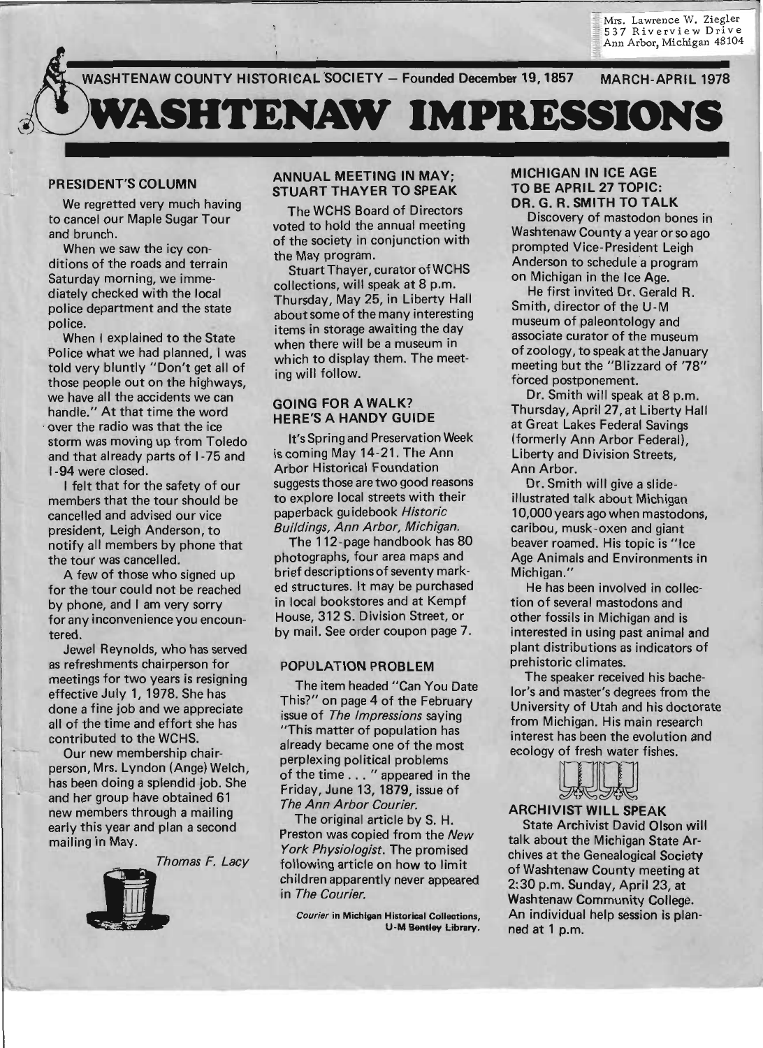Mrs. Lawrence W. Ziegler
537 Riverview Drive
Ann Arbor, Michigan 48104

WASHTENAW COUNTY HISTORICAL SOCIETY — Founded December 19, 1857 MARCH-APRIL 1978

# WASHTENAW IMPRESSIONS

## PRESIDENT'S COLUMN

We regretted very much having to cancel our Maple Sugar Tour and brunch.

When we saw the icy conditions of the roads and terrain Saturday morning, we immediately checked with the local police department and the state police.

When I explained to the State Police what we had planned, I was told very bluntly "Don't get all of those people out on the highways, we have all the accidents we can handle." At that time the word over the radio was that the ice storm was moving up from Toledo and that already parts of I-75 and I-94 were closed.

I felt that for the safety of our members that the tour should be cancelled and advised our vice president, Leigh Anderson, to notify all members by phone that the tour was cancelled.

A few of those who signed up for the tour could not be reached by phone, and I am very sorry for any inconvenience you encountered.

Jewel Reynolds, who has served as refreshments chairperson for meetings for two years is resigning effective July 1, 1978. She has done a fine job and we appreciate all of the time and effort she has contributed to the WCHS.

Our new membership chairperson, Mrs. Lyndon (Ange) Welch, has been doing a splendid job. She and her group have obtained 61 new members through a mailing early this year and plan a second mailing in May.

*Thomas F. Lacy*

## ANNUAL MEETING IN MAY; STUART THAYER TO SPEAK

The WCHS Board of Directors voted to hold the annual meeting of the society in conjunction with the May program.

Stuart Thayer, curator of WCHS collections, will speak at 8 p.m. Thursday, May 25, in Liberty Hall about some of the many interesting items in storage awaiting the day when there will be a museum in which to display them. The meeting will follow.

## GOING FOR A WALK? HERE'S A HANDY GUIDE

It's Spring and Preservation Week is coming May 14-21. The Ann Arbor Historical Foundation suggests those are two good reasons to explore local streets with their paperback guidebook *Historic Buildings, Ann Arbor, Michigan.*

The 112-page handbook has 80 photographs, four area maps and brief descriptions of seventy marked structures. It may be purchased in local bookstores and at Kempf House, 312 S. Division Street, or by mail. See order coupon page 7.

## POPULATION PROBLEM

The item headed "Can You Date This?" on page 4 of the February issue of *The Impressions* saying "This matter of population has already became one of the most perplexing political problems of the time . . . " appeared in the Friday, June 13, 1879, issue of *The Ann Arbor Courier.*

The original article by S. H. Preston was copied from the *New York Physiologist.* The promised following article on how to limit children apparently never appeared in *The Courier.*

*Courier* in Michigan Historical Collections, U-M Bentley Library.

## MICHIGAN IN ICE AGE TO BE APRIL 27 TOPIC: DR. G. R. SMITH TO TALK

Discovery of mastodon bones in Washtenaw County a year or so ago prompted Vice-President Leigh Anderson to schedule a program on Michigan in the Ice Age.

He first invited Dr. Gerald R. Smith, director of the U-M museum of paleontology and associate curator of the museum of zoology, to speak at the January meeting but the "Blizzard of '78" forced postponement.

Dr. Smith will speak at 8 p.m. Thursday, April 27, at Liberty Hall at Great Lakes Federal Savings (formerly Ann Arbor Federal), Liberty and Division Streets, Ann Arbor.

Dr. Smith will give a slide-illustrated talk about Michigan 10,000 years ago when mastodons, caribou, musk-oxen and giant beaver roamed. His topic is "Ice Age Animals and Environments in Michigan."

He has been involved in collection of several mastodons and other fossils in Michigan and is interested in using past animal and plant distributions as indicators of prehistoric climates.

The speaker received his bachelor's and master's degrees from the University of Utah and his doctorate from Michigan. His main research interest has been the evolution and ecology of fresh water fishes.

## ARCHIVIST WILL SPEAK

State Archivist David Olson will talk about the Michigan State Archives at the Genealogical Society of Washtenaw County meeting at 2:30 p.m. Sunday, April 23, at Washtenaw Community College. An individual help session is planned at 1 p.m.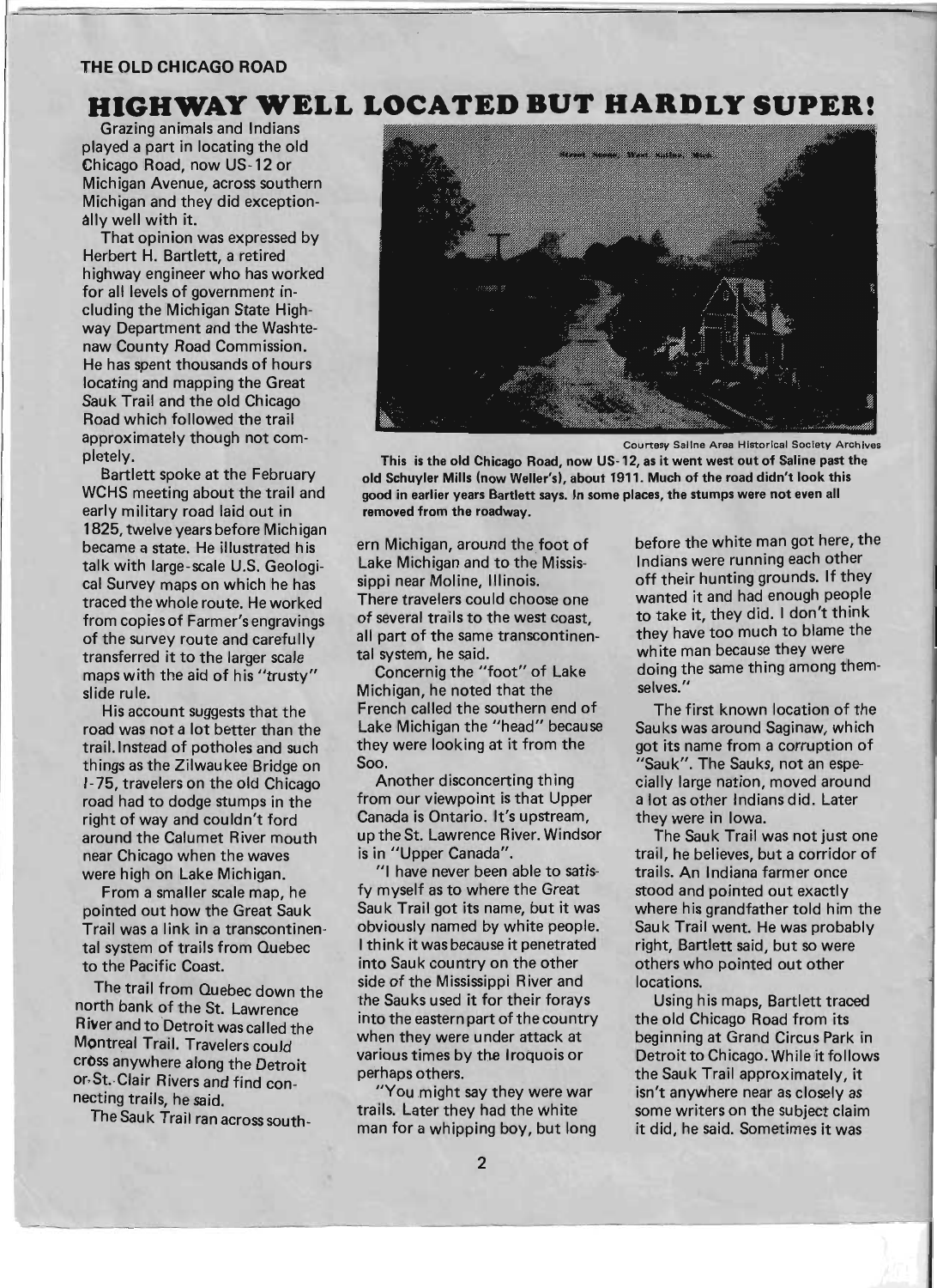THE OLD CHICAGO ROAD

# HIGHWAY WELL LOCATED BUT HARDLY SUPER!

Grazing animals and Indians played a part in locating the old Chicago Road, now US-12 or Michigan Avenue, across southern Michigan and they did exceptionally well with it.

That opinion was expressed by Herbert H. Bartlett, a retired highway engineer who has worked for all levels of government including the Michigan State Highway Department and the Washtenaw County Road Commission. He has spent thousands of hours locating and mapping the Great Sauk Trail and the old Chicago Road which followed the trail approximately though not completely.

Bartlett spoke at the February WCHS meeting about the trail and early military road laid out in 1825, twelve years before Michigan became a state. He illustrated his talk with large-scale U.S. Geological Survey maps on which he has traced the whole route. He worked from copies of Farmer's engravings of the survey route and carefully transferred it to the larger scale maps with the aid of his "trusty" slide rule.

His account suggests that the road was not a lot better than the trail. Instead of potholes and such things as the Zilwaukee Bridge on I-75, travelers on the old Chicago road had to dodge stumps in the right of way and couldn't ford around the Calumet River mouth near Chicago when the waves were high on Lake Michigan.

From a smaller scale map, he pointed out how the Great Sauk Trail was a link in a transcontinental system of trails from Quebec to the Pacific Coast.

The trail from Quebec down the north bank of the St. Lawrence River and to Detroit was called the Montreal Trail. Travelers could cross anywhere along the Detroit or St. Clair Rivers and find connecting trails, he said.

Courtesy Saline Area Historical Society Archives

**This is the old Chicago Road, now US-12, as it went west out of Saline past the old Schuyler Mills (now Weller's), about 1911. Much of the road didn't look this good in earlier years Bartlett says. In some places, the stumps were not even all removed from the roadway.**

The Sauk Trail ran across southern Michigan, around the foot of Lake Michigan and to the Mississippi near Moline, Illinois. There travelers could choose one of several trails to the west coast, all part of the same transcontinental system, he said.

Concernig the "foot" of Lake Michigan, he noted that the French called the southern end of Lake Michigan the "head" because they were looking at it from the Soo.

Another disconcerting thing from our viewpoint is that Upper Canada is Ontario. It's upstream, up the St. Lawrence River. Windsor is in "Upper Canada".

"I have never been able to satisfy myself as to where the Great Sauk Trail got its name, but it was obviously named by white people. I think it was because it penetrated into Sauk country on the other side of the Mississippi River and the Sauks used it for their forays into the eastern part of the country when they were under attack at various times by the Iroquois or perhaps others.

"You might say they were war trails. Later they had the white man for a whipping boy, but long before the white man got here, the Indians were running each other off their hunting grounds. If they wanted it and had enough people to take it, they did. I don't think they have too much to blame the white man because they were doing the same thing among themselves."

The first known location of the Sauks was around Saginaw, which got its name from a corruption of "Sauk". The Sauks, not an especially large nation, moved around a lot as other Indians did. Later they were in Iowa.

The Sauk Trail was not just one trail, he believes, but a corridor of trails. An Indiana farmer once stood and pointed out exactly where his grandfather told him the Sauk Trail went. He was probably right, Bartlett said, but so were others who pointed out other locations.

Using his maps, Bartlett traced the old Chicago Road from its beginning at Grand Circus Park in Detroit to Chicago. While it follows the Sauk Trail approximately, it isn't anywhere near as closely as some writers on the subject claim it did, he said. Sometimes it was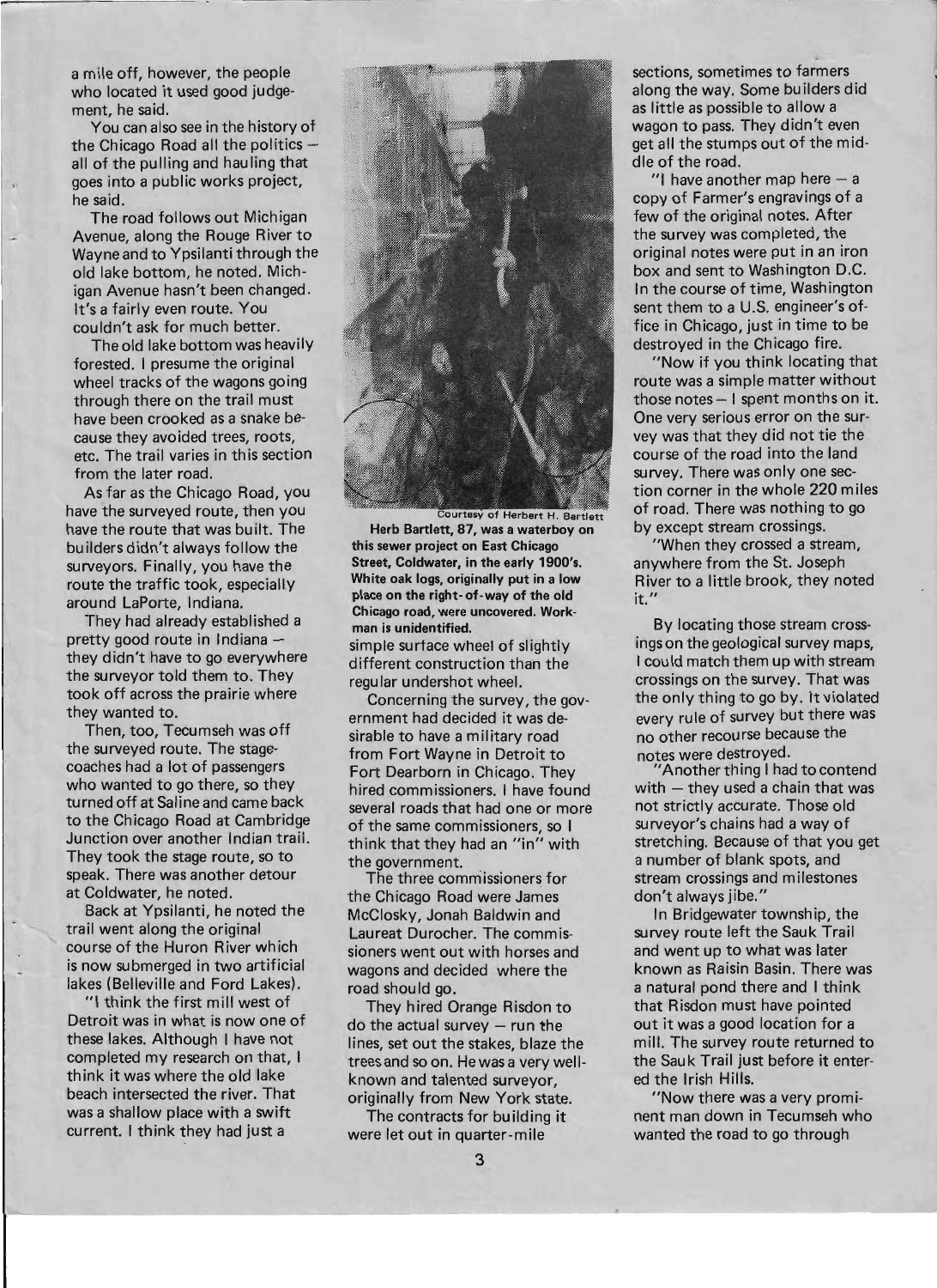a mile off, however, the people who located it used good judgement, he said.

You can also see in the history of the Chicago Road all the politics – all of the pulling and hauling that goes into a public works project, he said.

The road follows out Michigan Avenue, along the Rouge River to Wayne and to Ypsilanti through the old lake bottom, he noted. Michigan Avenue hasn't been changed. It's a fairly even route. You couldn't ask for much better.

The old lake bottom was heavily forested. I presume the original wheel tracks of the wagons going through there on the trail must have been crooked as a snake because they avoided trees, roots, etc. The trail varies in this section from the later road.

As far as the Chicago Road, you have the surveyed route, then you have the route that was built. The builders didn't always follow the surveyors. Finally, you have the route the traffic took, especially around LaPorte, Indiana.

They had already established a pretty good route in Indiana – they didn't have to go everywhere the surveyor told them to. They took off across the prairie where they wanted to.

Then, too, Tecumseh was off the surveyed route. The stagecoaches had a lot of passengers who wanted to go there, so they turned off at Saline and came back to the Chicago Road at Cambridge Junction over another Indian trail. They took the stage route, so to speak. There was another detour at Coldwater, he noted.

Back at Ypsilanti, he noted the trail went along the original course of the Huron River which is now submerged in two artificial lakes (Belleville and Ford Lakes).

"I think the first mill west of Detroit was in what is now one of these lakes. Although I have not completed my research on that, I think it was where the old lake beach intersected the river. That was a shallow place with a swift current. I think they had just a simple surface wheel of slightly different construction than the regular undershot wheel.

Courtesy of Herbert H. Bartlett

**Herb Bartlett, 87, was a waterboy on this sewer project on East Chicago Street, Coldwater, in the early 1900's. White oak logs, originally put in a low place on the right-of-way of the old Chicago road, were uncovered. Workman is unidentified.**

Concerning the survey, the government had decided it was desirable to have a military road from Fort Wayne in Detroit to Fort Dearborn in Chicago. They hired commissioners. I have found several roads that had one or more of the same commissioners, so I think that they had an "in" with the government.

The three commissioners for the Chicago Road were James McClosky, Jonah Baldwin and Laureat Durocher. The commissioners went out with horses and wagons and decided where the road should go.

They hired Orange Risdon to do the actual survey – run the lines, set out the stakes, blaze the trees and so on. He was a very well-known and talented surveyor, originally from New York state.

The contracts for building it were let out in quarter-mile sections, sometimes to farmers along the way. Some builders did as little as possible to allow a wagon to pass. They didn't even get all the stumps out of the middle of the road.

"I have another map here – a copy of Farmer's engravings of a few of the original notes. After the survey was completed, the original notes were put in an iron box and sent to Washington D.C. In the course of time, Washington sent them to a U.S. engineer's office in Chicago, just in time to be destroyed in the Chicago fire.

"Now if you think locating that route was a simple matter without those notes – I spent months on it. One very serious error on the survey was that they did not tie the course of the road into the land survey. There was only one section corner in the whole 220 miles of road. There was nothing to go by except stream crossings.

"When they crossed a stream, anywhere from the St. Joseph River to a little brook, they noted it."

By locating those stream crossings on the geological survey maps, I could match them up with stream crossings on the survey. That was the only thing to go by. It violated every rule of survey but there was no other recourse because the notes were destroyed.

"Another thing I had to contend with – they used a chain that was not strictly accurate. Those old surveyor's chains had a way of stretching. Because of that you get a number of blank spots, and stream crossings and milestones don't always jibe."

In Bridgewater township, the survey route left the Sauk Trail and went up to what was later known as Raisin Basin. There was a natural pond there and I think that Risdon must have pointed out it was a good location for a mill. The survey route returned to the Sauk Trail just before it entered the Irish Hills.

"Now there was a very prominent man down in Tecumseh who wanted the road to go through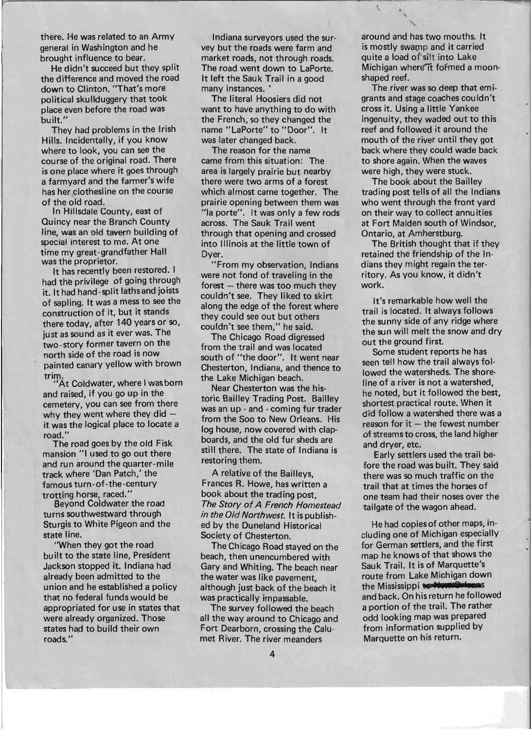there. He was related to an Army general in Washington and he brought influence to bear.

He didn't succeed but they split the difference and moved the road down to Clinton. "That's more political skullduggery that took place even before the road was built."

They had problems in the Irish Hills. Incidentally, if you know where to look, you can see the course of the original road. There is one place where it goes through a farmyard and the farmer's wife has her clothesline on the course of the old road.

In Hillsdale County, east of Quincy near the Branch County line, was an old tavern building of special interest to me. At one time my great-grandfather Hall was the proprietor.

It has recently been restored. I had the privilege of going through it. It had hand-split laths and joists of sapling. It was a mess to see the construction of it, but it stands there today, after 140 years or so, just as sound as it ever was. The two-story former tavern on the north side of the road is now painted canary yellow with brown trim.

"At Coldwater, where I was born and raised, if you go up in the cemetery, you can see from there why they went where they did – it was the logical place to locate a road."

The road goes by the old Fisk mansion "I used to go out there and run around the quarter-mile track where 'Dan Patch,' the famous turn-of-the-century trotting horse, raced."

Beyond Coldwater the road turns southwestward through Sturgis to White Pigeon and the state line.

"When they got the road built to the state line, President Jackson stopped it. Indiana had already been admitted to the union and he established a policy that no federal funds would be appropriated for use in states that were already organized. Those states had to build their own roads."

Indiana surveyors used the survey but the roads were farm and market roads, not through roads. The road went down to LaPorte. It left the Sauk Trail in a good many instances. '

The literal Hoosiers did not want to have anything to do with the French, so they changed the name "LaPorte" to "Door". It was later changed back.

The reason for the name came from this situation: The area is largely prairie but nearby there were two arms of a forest which almost came together. The prairie opening between them was "la porte". It was only a few rods across. The Sauk Trail went through that opening and crossed into Illinois at the little town of Dyer.

"From my observation, Indians were not fond of traveling in the forest – there was too much they couldn't see. They liked to skirt along the edge of the forest where they could see out but others couldn't see them," he said.

The Chicago Road digressed from the trail and was located south of "the door". It went near Chesterton, Indiana, and thence to the Lake Michigan beach.

Near Chesterton was the historic Bailley Trading Post. Bailley was an up - and - coming fur trader from the Soo to New Orleans. His log house, now covered with clapboards, and the old fur sheds are still there. The state of Indiana is restoring them.

A relative of the Baileys, Frances R. Howe, has written a book about the trading post, *The Story of A French Homestead in the Old Northwest.* It is published by the Duneland Historical Society of Chesterton.

The Chicago Road stayed on the beach, then unencumbered with Gary and Whiting. The beach near the water was like pavement, although just back of the beach it was practically impassable.

The survey followed the beach all the way around to Chicago and Fort Dearborn, crossing the Calumet River. The river meanders around and has two mouths. It is mostly swamp and it carried quite a load of silt into Lake Michigan where it formed a moon-shaped reef.

The river was so deep that emigrants and stage coaches couldn't cross it. Using a little Yankee ingenuity, they waded out to this reef and followed it around the mouth of the river until they got back where they could wade back to shore again. When the waves were high, they were stuck.

The book about the Bailley trading post tells of all the Indians who went through the front yard on their way to collect annuities at Fort Malden south of Windsor, Ontario, at Amherstburg.

The British thought that if they retained the friendship of the Indians they might regain the territory. As you know, it didn't work.

It's remarkable how well the trail is located. It always follows the sunny side of any ridge where the sun will melt the snow and dry out the ground first.

Some student reports he has seen tell how the trail always followed the watersheds. The shoreline of a river is not a watershed, he noted, but it followed the best, shortest practical route. When it did follow a watershed there was a reason for it – the fewest number of streams to cross, the land higher and dryer, etc.

Early settlers used the trail before the road was built. They said there was so much traffic on the trail that at times the horses of one team had their noses over the tailgate of the wagon ahead.

He had copies of other maps, including one of Michigan especially for German settlers, and the first map he knows of that shows the Sauk Trail. It is of Marquette's route from Lake Michigan down the Mississippi ~~to New Orleans~~ and back. On his return he followed a portion of the trail. The rather odd looking map was prepared from information supplied by Marquette on his return.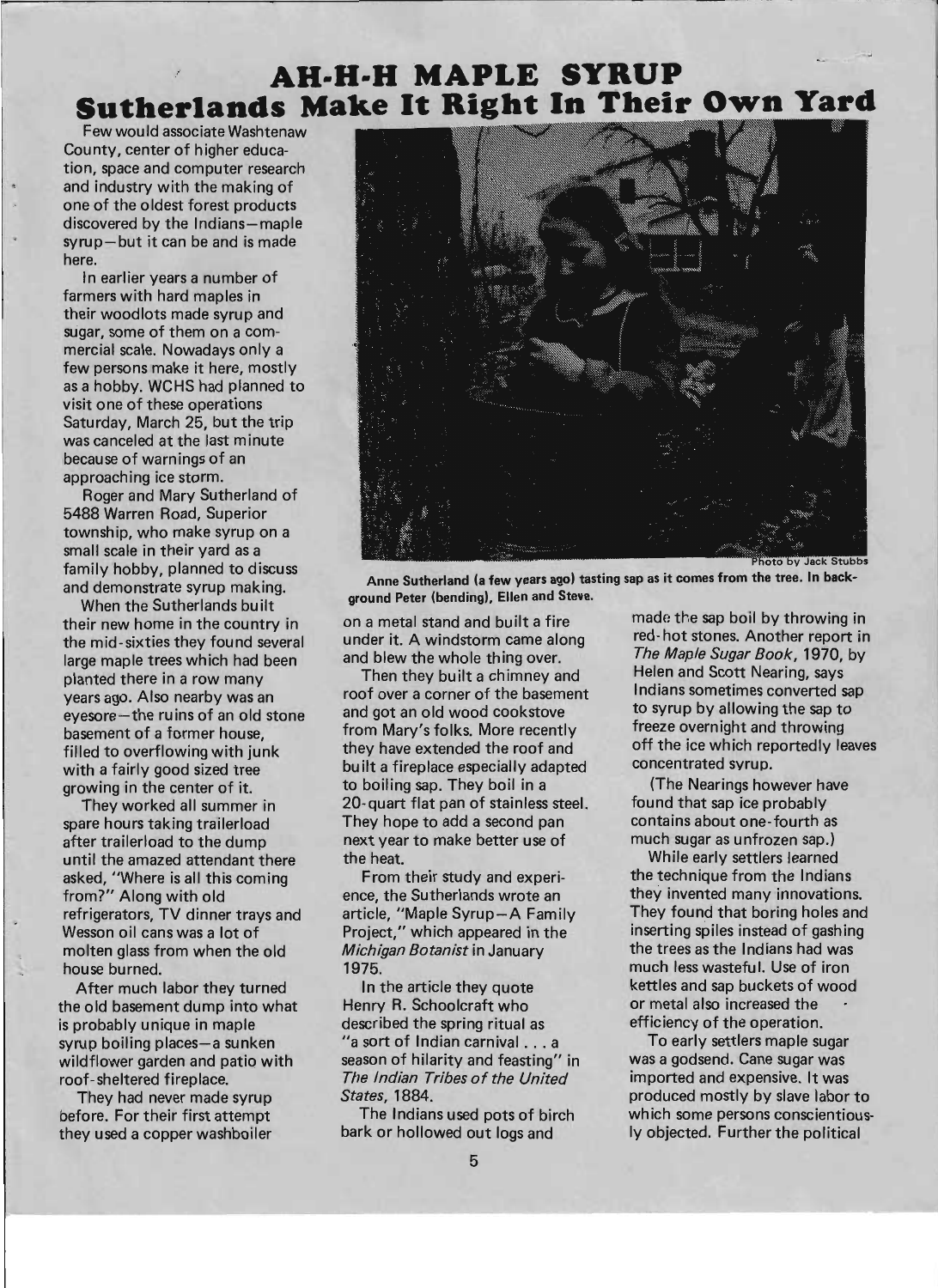# AH-H-H MAPLE SYRUP
## Sutherlands Make It Right In Their Own Yard

Few would associate Washtenaw County, center of higher education, space and computer research and industry with the making of one of the oldest forest products discovered by the Indians—maple syrup—but it can be and is made here.

In earlier years a number of farmers with hard maples in their woodlots made syrup and sugar, some of them on a commercial scale. Nowadays only a few persons make it here, mostly as a hobby. WCHS had planned to visit one of these operations Saturday, March 25, but the trip was canceled at the last minute because of warnings of an approaching ice storm.

Roger and Mary Sutherland of 5488 Warren Road, Superior township, who make syrup on a small scale in their yard as a family hobby, planned to discuss and demonstrate syrup making.

When the Sutherlands built their new home in the country in the mid-sixties they found several large maple trees which had been planted there in a row many years ago. Also nearby was an eyesore—the ruins of an old stone basement of a former house, filled to overflowing with junk with a fairly good sized tree growing in the center of it.

They worked all summer in spare hours taking trailerload after trailerload to the dump until the amazed attendant there asked, "Where is all this coming from?" Along with old refrigerators, TV dinner trays and Wesson oil cans was a lot of molten glass from when the old house burned.

After much labor they turned the old basement dump into what is probably unique in maple syrup boiling places—a sunken wildflower garden and patio with roof-sheltered fireplace.

They had never made syrup before. For their first attempt they used a copper washboiler on a metal stand and built a fire under it. A windstorm came along and blew the whole thing over.

Photo by Jack Stubbs

**Anne Sutherland (a few years ago) tasting sap as it comes from the tree. In background Peter (bending), Ellen and Steve.**

Then they built a chimney and roof over a corner of the basement and got an old wood cookstove from Mary's folks. More recently they have extended the roof and built a fireplace especially adapted to boiling sap. They boil in a 20-quart flat pan of stainless steel. They hope to add a second pan next year to make better use of the heat.

From their study and experience, the Sutherlands wrote an article, "Maple Syrup—A Family Project," which appeared in the *Michigan Botanist* in January 1975.

In the article they quote Henry R. Schoolcraft who described the spring ritual as "a sort of Indian carnival . . . a season of hilarity and feasting" in *The Indian Tribes of the United States*, 1884.

The Indians used pots of birch bark or hollowed out logs and made the sap boil by throwing in red-hot stones. Another report in *The Maple Sugar Book*, 1970, by Helen and Scott Nearing, says Indians sometimes converted sap to syrup by allowing the sap to freeze overnight and throwing off the ice which reportedly leaves concentrated syrup.

(The Nearings however have found that sap ice probably contains about one-fourth as much sugar as unfrozen sap.)

While early settlers learned the technique from the Indians they invented many innovations. They found that boring holes and inserting spiles instead of gashing the trees as the Indians had was much less wasteful. Use of iron kettles and sap buckets of wood or metal also increased the efficiency of the operation.

To early settlers maple sugar was a godsend. Cane sugar was imported and expensive. It was produced mostly by slave labor to which some persons conscientiously objected. Further the political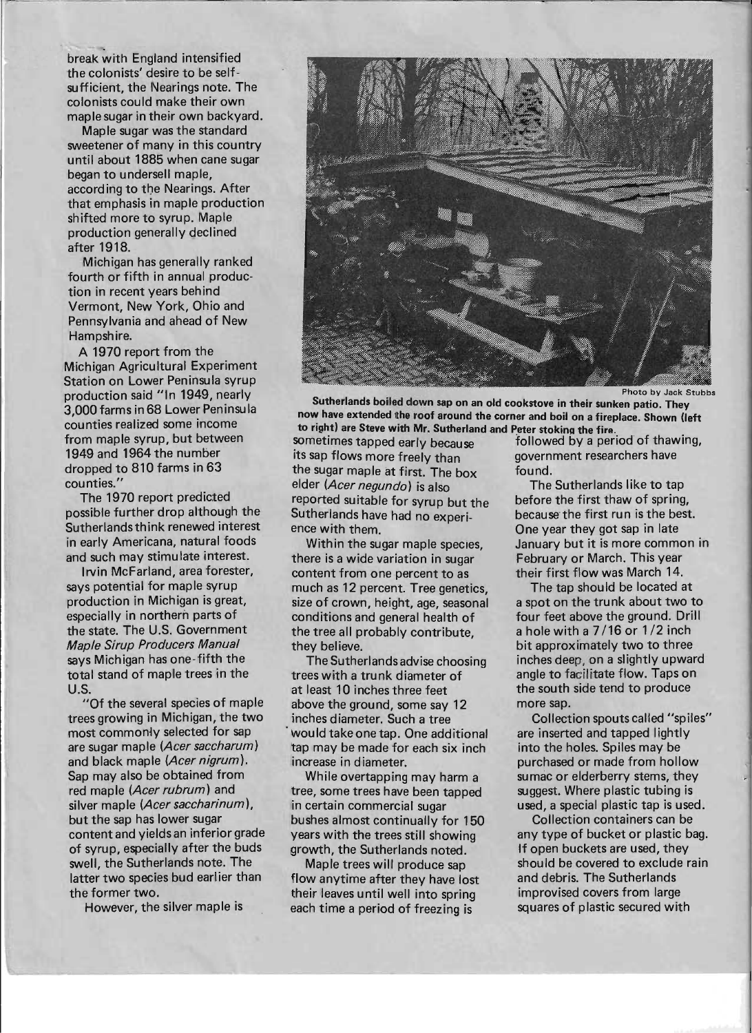break with England intensified the colonists' desire to be self-sufficient, the Nearings note. The colonists could make their own maple sugar in their own backyard.

Maple sugar was the standard sweetener of many in this country until about 1885 when cane sugar began to undersell maple, according to the Nearings. After that emphasis in maple production shifted more to syrup. Maple production generally declined after 1918.

Michigan has generally ranked fourth or fifth in annual production in recent years behind Vermont, New York, Ohio and Pennsylvania and ahead of New Hampshire.

A 1970 report from the Michigan Agricultural Experiment Station on Lower Peninsula syrup production said "In 1949, nearly 3,000 farms in 68 Lower Peninsula counties realized some income from maple syrup, but between 1949 and 1964 the number dropped to 810 farms in 63 counties."

The 1970 report predicted possible further drop although the Sutherlands think renewed interest in early Americana, natural foods and such may stimulate interest.

Irvin McFarland, area forester, says potential for maple syrup production in Michigan is great, especially in northern parts of the state. The U.S. Government *Maple Sirup Producers Manual* says Michigan has one-fifth the total stand of maple trees in the U.S.

"Of the several species of maple trees growing in Michigan, the two most commonly selected for sap are sugar maple (*Acer saccharum*) and black maple (*Acer nigrum*). Sap may also be obtained from red maple (*Acer rubrum*) and silver maple (*Acer saccharinum*), but the sap has lower sugar content and yields an inferior grade of syrup, especially after the buds swell, the Sutherlands note. The latter two species bud earlier than the former two.

However, the silver maple is sometimes tapped early because its sap flows more freely than the sugar maple at first. The box elder (*Acer negundo*) is also reported suitable for syrup but the Sutherlands have had no experience with them.

Within the sugar maple species, there is a wide variation in sugar content from one percent to as much as 12 percent. Tree genetics, size of crown, height, age, seasonal conditions and general health of the tree all probably contribute, they believe.

The Sutherlands advise choosing trees with a trunk diameter of at least 10 inches three feet above the ground, some say 12 inches diameter. Such a tree would take one tap. One additional tap may be made for each six inch increase in diameter.

While overtapping may harm a tree, some trees have been tapped in certain commercial sugar bushes almost continually for 150 years with the trees still showing growth, the Sutherlands noted.

Maple trees will produce sap flow anytime after they have lost their leaves until well into spring each time a period of freezing is followed by a period of thawing, government researchers have found.

The Sutherlands like to tap before the first thaw of spring, because the first run is the best. One year they got sap in late January but it is more common in February or March. This year their first flow was March 14.

The tap should be located at a spot on the trunk about two to four feet above the ground. Drill a hole with a 7/16 or 1/2 inch bit approximately two to three inches deep, on a slightly upward angle to facilitate flow. Taps on the south side tend to produce more sap.

Collection spouts called "spiles" are inserted and tapped lightly into the holes. Spiles may be purchased or made from hollow sumac or elderberry stems, they suggest. Where plastic tubing is used, a special plastic tap is used.

Collection containers can be any type of bucket or plastic bag. If open buckets are used, they should be covered to exclude rain and debris. The Sutherlands improvised covers from large squares of plastic secured with

Photo by Jack Stubbs

**Sutherlands boiled down sap on an old cookstove in their sunken patio. They now have extended the roof around the corner and boil on a fireplace. Shown (left to right) are Steve with Mr. Sutherland and Peter stoking the fire.**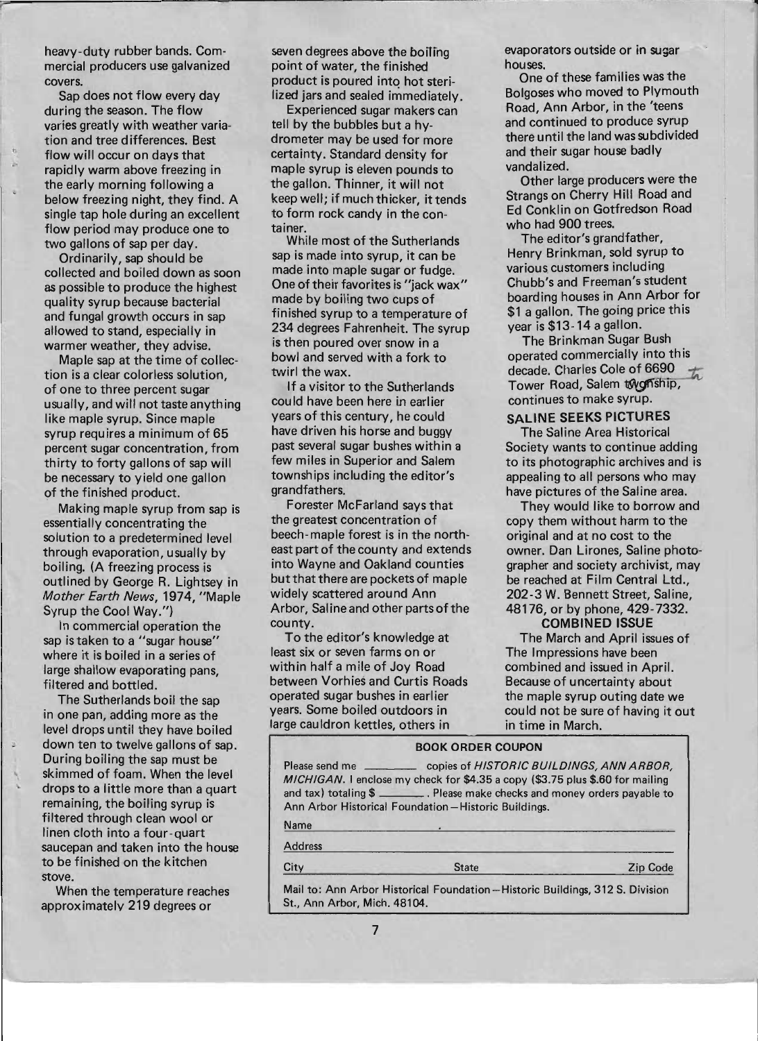heavy-duty rubber bands. Commercial producers use galvanized covers.

Sap does not flow every day during the season. The flow varies greatly with weather variation and tree differences. Best flow will occur on days that rapidly warm above freezing in the early morning following a below freezing night, they find. A single tap hole during an excellent flow period may produce one to two gallons of sap per day.

Ordinarily, sap should be collected and boiled down as soon as possible to produce the highest quality syrup because bacterial and fungal growth occurs in sap allowed to stand, especially in warmer weather, they advise.

Maple sap at the time of collection is a clear colorless solution, of one to three percent sugar usually, and will not taste anything like maple syrup. Since maple syrup requires a minimum of 65 percent sugar concentration, from thirty to forty gallons of sap will be necessary to yield one gallon of the finished product.

Making maple syrup from sap is essentially concentrating the solution to a predetermined level through evaporation, usually by boiling. (A freezing process is outlined by George R. Lightsey in *Mother Earth News*, 1974, "Maple Syrup the Cool Way.")

In commercial operation the sap is taken to a "sugar house" where it is boiled in a series of large shallow evaporating pans, filtered and bottled.

The Sutherlands boil the sap in one pan, adding more as the level drops until they have boiled down ten to twelve gallons of sap. During boiling the sap must be skimmed of foam. When the level drops to a little more than a quart remaining, the boiling syrup is filtered through clean wool or linen cloth into a four-quart saucepan and taken into the house to be finished on the kitchen stove.

When the temperature reaches approximately 219 degrees or seven degrees above the boiling point of water, the finished product is poured into hot sterilized jars and sealed immediately.

Experienced sugar makers can tell by the bubbles but a hydrometer may be used for more certainty. Standard density for maple syrup is eleven pounds to the gallon. Thinner, it will not keep well; if much thicker, it tends to form rock candy in the container.

While most of the Sutherlands sap is made into syrup, it can be made into maple sugar or fudge. One of their favorites is "jack wax" made by boiling two cups of finished syrup to a temperature of 234 degrees Fahrenheit. The syrup is then poured over snow in a bowl and served with a fork to twirl the wax.

If a visitor to the Sutherlands could have been here in earlier years of this century, he could have driven his horse and buggy past several sugar bushes within a few miles in Superior and Salem townships including the editor's grandfathers.

Forester McFarland says that the greatest concentration of beech-maple forest is in the northeast part of the county and extends into Wayne and Oakland counties but that there are pockets of maple widely scattered around Ann Arbor, Saline and other parts of the county.

To the editor's knowledge at least six or seven farms on or within half a mile of Joy Road between Vorhies and Curtis Roads operated sugar bushes in earlier years. Some boiled outdoors in large cauldron kettles, others in evaporators outside or in sugar houses.

One of these families was the Bolgoses who moved to Plymouth Road, Ann Arbor, in the 'teens and continued to produce syrup there until the land was subdivided and their sugar house badly vandalized.

Other large producers were the Strangs on Cherry Hill Road and Ed Conklin on Gotfredson Road who had 900 trees.

The editor's grandfather, Henry Brinkman, sold syrup to various customers including Chubb's and Freeman's student boarding houses in Ann Arbor for $1 a gallon. The going price this year is $13-14 a gallon.

The Brinkman Sugar Bush operated commercially into this decade. Charles Cole of 6690 Tower Road, Salem township, continues to make syrup.

## SALINE SEEKS PICTURES

The Saline Area Historical Society wants to continue adding to its photographic archives and is appealing to all persons who may have pictures of the Saline area.

They would like to borrow and copy them without harm to the original and at no cost to the owner. Dan Lirones, Saline photographer and society archivist, may be reached at Film Central Ltd., 202-3 W. Bennett Street, Saline, 48176, or by phone, 429-7332.

## COMBINED ISSUE

The March and April issues of The Impressions have been combined and issued in April. Because of uncertainty about the maple syrup outing date we could not be sure of having it out in time in March.

---

**BOOK ORDER COUPON**

Please send me ________ copies of *HISTORIC BUILDINGS, ANN ARBOR, MICHIGAN*. I enclose my check for $4.35 a copy ($3.75 plus $.60 for mailing and tax) totaling $ ________. Please make checks and money orders payable to Ann Arbor Historical Foundation—Historic Buildings.

Name ________________________________

Address ________________________________

City ________________ State ________________ Zip Code ________

Mail to: Ann Arbor Historical Foundation—Historic Buildings, 312 S. Division St., Ann Arbor, Mich. 48104.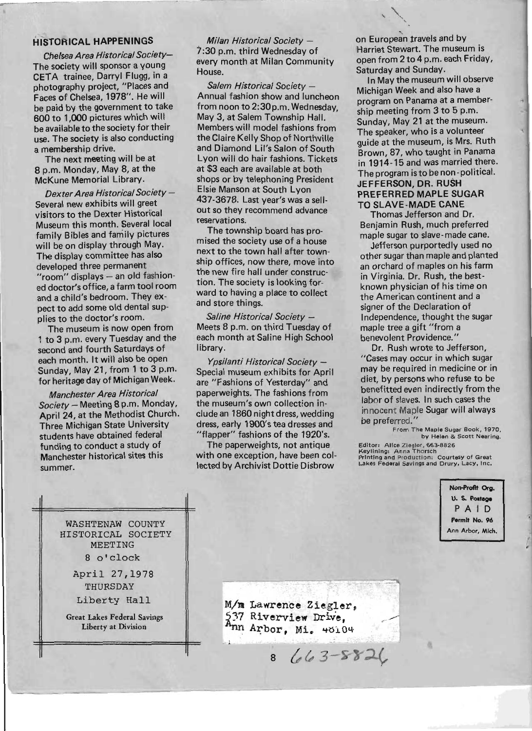## HISTORICAL HAPPENINGS

*Chelsea Area Historical Society*– The society will sponsor a young CETA trainee, Darryl Flugg, in a photography project, "Places and Faces of Chelsea, 1978". He will be paid by the government to take 600 to 1,000 pictures which will be available to the society for their use. The society is also conducting a membership drive.

The next meeting will be at 8 p.m. Monday, May 8, at the McKune Memorial Library.

*Dexter Area Historical Society* – Several new exhibits will greet visitors to the Dexter Historical Museum this month. Several local family Bibles and family pictures will be on display through May. The display committee has also developed three permanent "room" displays – an old fashioned doctor's office, a farm tool room and a child's bedroom. They expect to add some old dental supplies to the doctor's room.

The museum is now open from 1 to 3 p.m. every Tuesday and the second and fourth Saturdays of each month. It will also be open Sunday, May 21, from 1 to 3 p.m. for heritage day of Michigan Week.

*Manchester Area Historical Society* – Meeting 8 p.m. Monday, April 24, at the Methodist Church. Three Michigan State University students have obtained federal funding to conduct a study of Manchester historical sites this summer.

*Milan Historical Society* – 7:30 p.m. third Wednesday of every month at Milan Community House.

*Salem Historical Society* – Annual fashion show and luncheon from noon to 2:30 p.m. Wednesday, May 3, at Salem Township Hall. Members will model fashions from the Claire Kelly Shop of Northville and Diamond Lil's Salon of South Lyon will do hair fashions. Tickets at $3 each are available at both shops or by telephoning President Elsie Manson at South Lyon 437-3678. Last year's was a sellout so they recommend advance reservations.

The township board has promised the society use of a house next to the town hall after township offices, now there, move into the new fire hall under construction. The society is looking forward to having a place to collect and store things.

*Saline Historical Society* – Meets 8 p.m. on third Tuesday of each month at Saline High School library.

*Ypsilanti Historical Society* – Special museum exhibits for April are "Fashions of Yesterday" and paperweights. The fashions from the museum's own collection include an 1860 night dress, wedding dress, early 1900's tea dresses and "flapper" fashions of the 1920's.

The paperweights, not antique with one exception, have been collected by Archivist Dottie Disbrow on European travels and by Harriet Stewart. The museum is open from 2 to 4 p.m. each Friday, Saturday and Sunday.

In May the museum will observe Michigan Week and also have a program on Panama at a membership meeting from 3 to 5 p.m. Sunday, May 21 at the museum. The speaker, who is a volunteer guide at the museum, is Mrs. Ruth Brown, 87, who taught in Panama in 1914-15 and was married there. The program is to be non-political.

## JEFFERSON, DR. RUSH PREFERRED MAPLE SUGAR TO SLAVE-MADE CANE

Thomas Jefferson and Dr. Benjamin Rush, much preferred maple sugar to slave-made cane.

Jefferson purportedly used no other sugar than maple and planted an orchard of maples on his farm in Virginia. Dr. Rush, the best-known physician of his time on the American continent and a signer of the Declaration of Independence, thought the sugar maple tree a gift "from a benevolent Providence."

Dr. Rush wrote to Jefferson, "Cases may occur in which sugar may be required in medicine or in diet, by persons who refuse to be benefitted even indirectly from the labor of slaves. In such cases the innocent Maple Sugar will always be preferred."

From The Maple Sugar Book, 1970, by Helen & Scott Nearing.

Editor: Alice Ziegler, 663-8826
Keylining: Anna Thorsch
Printing and Production: Courtesy of Great Lakes Federal Savings and Drury, Lacy, Inc.

WASHTENAW COUNTY HISTORICAL SOCIETY MEETING
8 o'clock
April 27, 1978
THURSDAY
Liberty Hall
Great Lakes Federal Savings
Liberty at Division

Non-Profit Org.
U. S. Postage
PAID
Permit No. 96
Ann Arbor, Mich.

M/m Lawrence Ziegler,
537 Riverview Drive,
Ann Arbor, Mi. 48104

663-8826